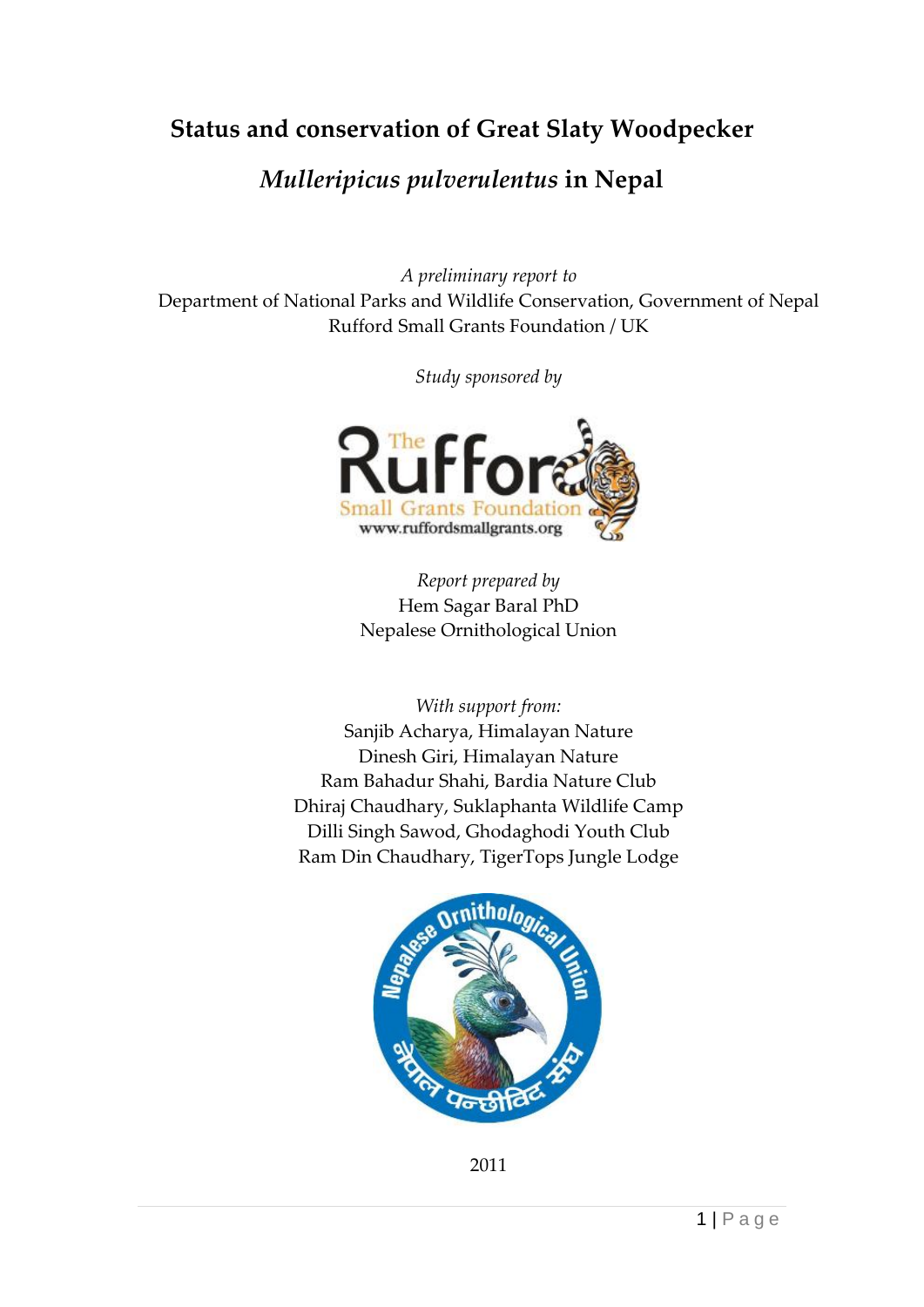# Status and conservation of Great Slaty Woodpecker *Mulleripicus pulverulentus* in Nepal

*A preliminary report to*
Department of National Parks and Wildlife Conservation, Government of Nepal
Rufford Small Grants Foundation / UK

*Study sponsored by*

*Report prepared by*
Hem Sagar Baral PhD
Nepalese Ornithological Union

*With support from:*
Sanjib Acharya, Himalayan Nature
Dinesh Giri, Himalayan Nature
Ram Bahadur Shahi, Bardia Nature Club
Dhiraj Chaudhary, Suklaphanta Wildlife Camp
Dilli Singh Sawod, Ghodaghodi Youth Club
Ram Din Chaudhary, TigerTops Jungle Lodge

2011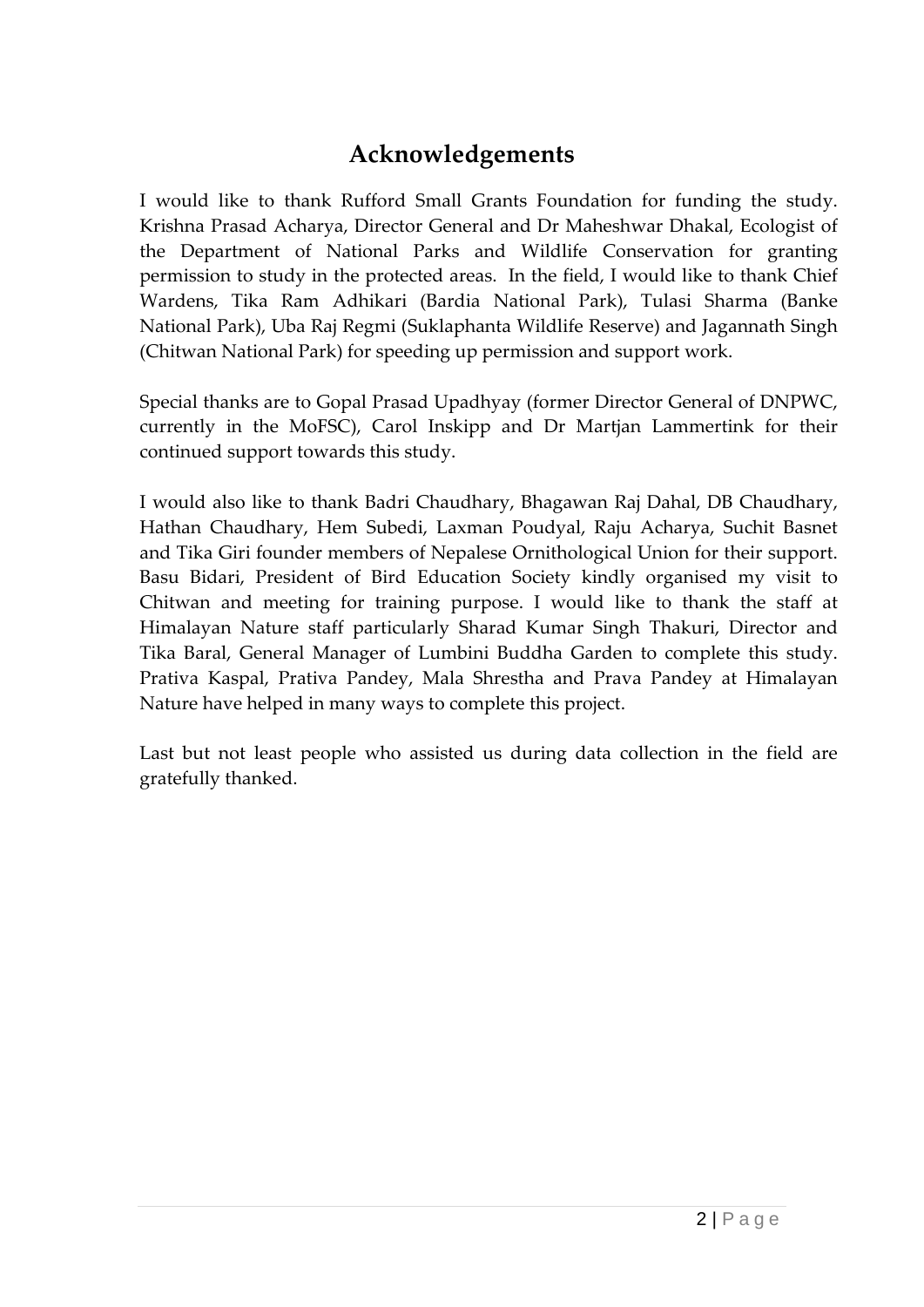# Acknowledgements

I would like to thank Rufford Small Grants Foundation for funding the study. Krishna Prasad Acharya, Director General and Dr Maheshwar Dhakal, Ecologist of the Department of National Parks and Wildlife Conservation for granting permission to study in the protected areas. In the field, I would like to thank Chief Wardens, Tika Ram Adhikari (Bardia National Park), Tulasi Sharma (Banke National Park), Uba Raj Regmi (Suklaphanta Wildlife Reserve) and Jagannath Singh (Chitwan National Park) for speeding up permission and support work.

Special thanks are to Gopal Prasad Upadhyay (former Director General of DNPWC, currently in the MoFSC), Carol Inskipp and Dr Martjan Lammertink for their continued support towards this study.

I would also like to thank Badri Chaudhary, Bhagawan Raj Dahal, DB Chaudhary, Hathan Chaudhary, Hem Subedi, Laxman Poudyal, Raju Acharya, Suchit Basnet and Tika Giri founder members of Nepalese Ornithological Union for their support. Basu Bidari, President of Bird Education Society kindly organised my visit to Chitwan and meeting for training purpose. I would like to thank the staff at Himalayan Nature staff particularly Sharad Kumar Singh Thakuri, Director and Tika Baral, General Manager of Lumbini Buddha Garden to complete this study. Prativa Kaspal, Prativa Pandey, Mala Shrestha and Prava Pandey at Himalayan Nature have helped in many ways to complete this project.

Last but not least people who assisted us during data collection in the field are gratefully thanked.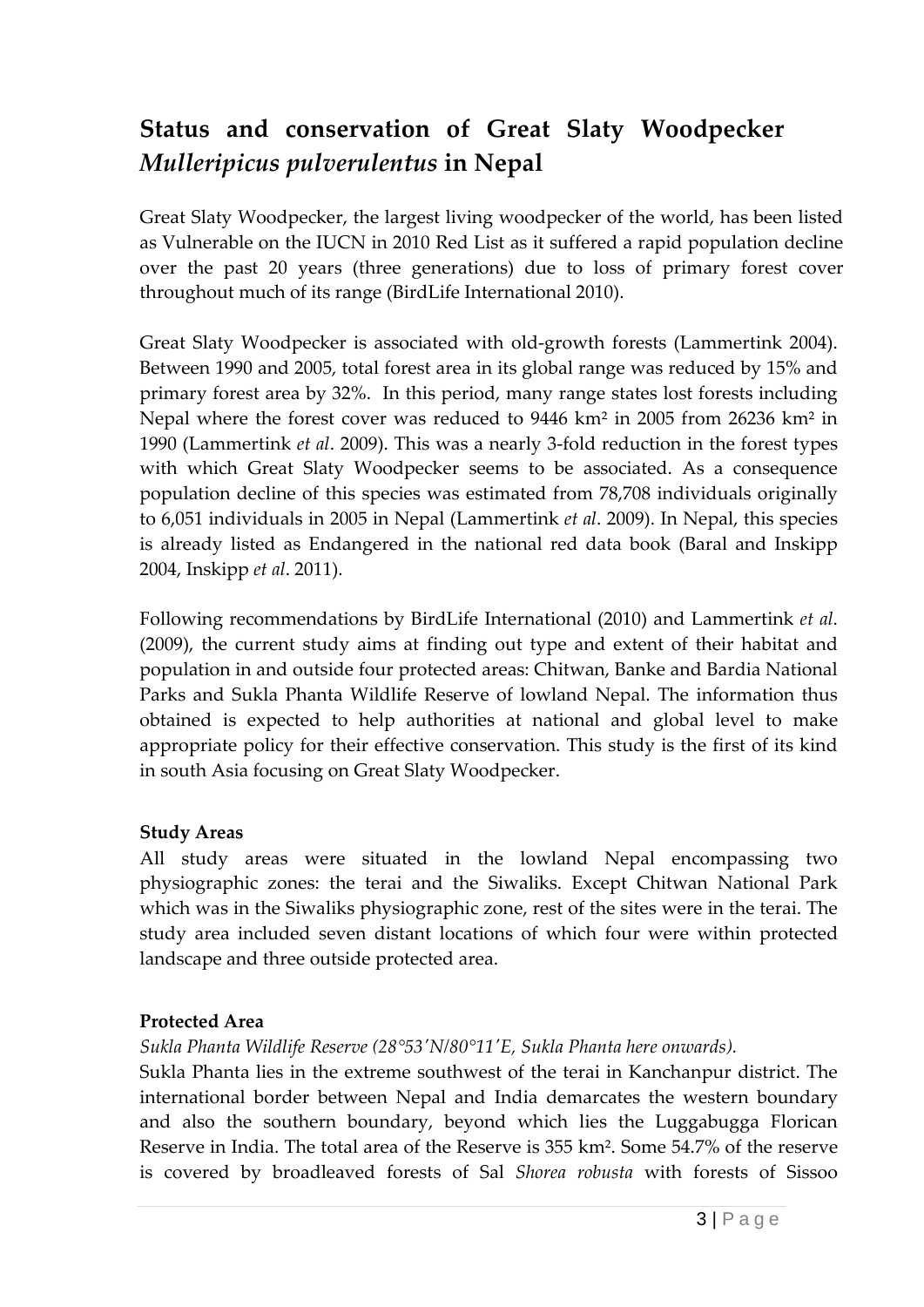# Status and conservation of Great Slaty Woodpecker *Mulleripicus pulverulentus* in Nepal

Great Slaty Woodpecker, the largest living woodpecker of the world, has been listed as Vulnerable on the IUCN in 2010 Red List as it suffered a rapid population decline over the past 20 years (three generations) due to loss of primary forest cover throughout much of its range (BirdLife International 2010).

Great Slaty Woodpecker is associated with old-growth forests (Lammertink 2004). Between 1990 and 2005, total forest area in its global range was reduced by 15% and primary forest area by 32%. In this period, many range states lost forests including Nepal where the forest cover was reduced to 9446 km² in 2005 from 26236 km² in 1990 (Lammertink *et al*. 2009). This was a nearly 3-fold reduction in the forest types with which Great Slaty Woodpecker seems to be associated. As a consequence population decline of this species was estimated from 78,708 individuals originally to 6,051 individuals in 2005 in Nepal (Lammertink *et al*. 2009). In Nepal, this species is already listed as Endangered in the national red data book (Baral and Inskipp 2004, Inskipp *et al*. 2011).

Following recommendations by BirdLife International (2010) and Lammertink *et al*. (2009), the current study aims at finding out type and extent of their habitat and population in and outside four protected areas: Chitwan, Banke and Bardia National Parks and Sukla Phanta Wildlife Reserve of lowland Nepal. The information thus obtained is expected to help authorities at national and global level to make appropriate policy for their effective conservation. This study is the first of its kind in south Asia focusing on Great Slaty Woodpecker.

### Study Areas

All study areas were situated in the lowland Nepal encompassing two physiographic zones: the terai and the Siwaliks. Except Chitwan National Park which was in the Siwaliks physiographic zone, rest of the sites were in the terai. The study area included seven distant locations of which four were within protected landscape and three outside protected area.

### Protected Area

*Sukla Phanta Wildlife Reserve (28°53'N/80°11'E, Sukla Phanta here onwards).*

Sukla Phanta lies in the extreme southwest of the terai in Kanchanpur district. The international border between Nepal and India demarcates the western boundary and also the southern boundary, beyond which lies the Luggabugga Florican Reserve in India. The total area of the Reserve is 355 km². Some 54.7% of the reserve is covered by broadleaved forests of Sal *Shorea robusta* with forests of Sissoo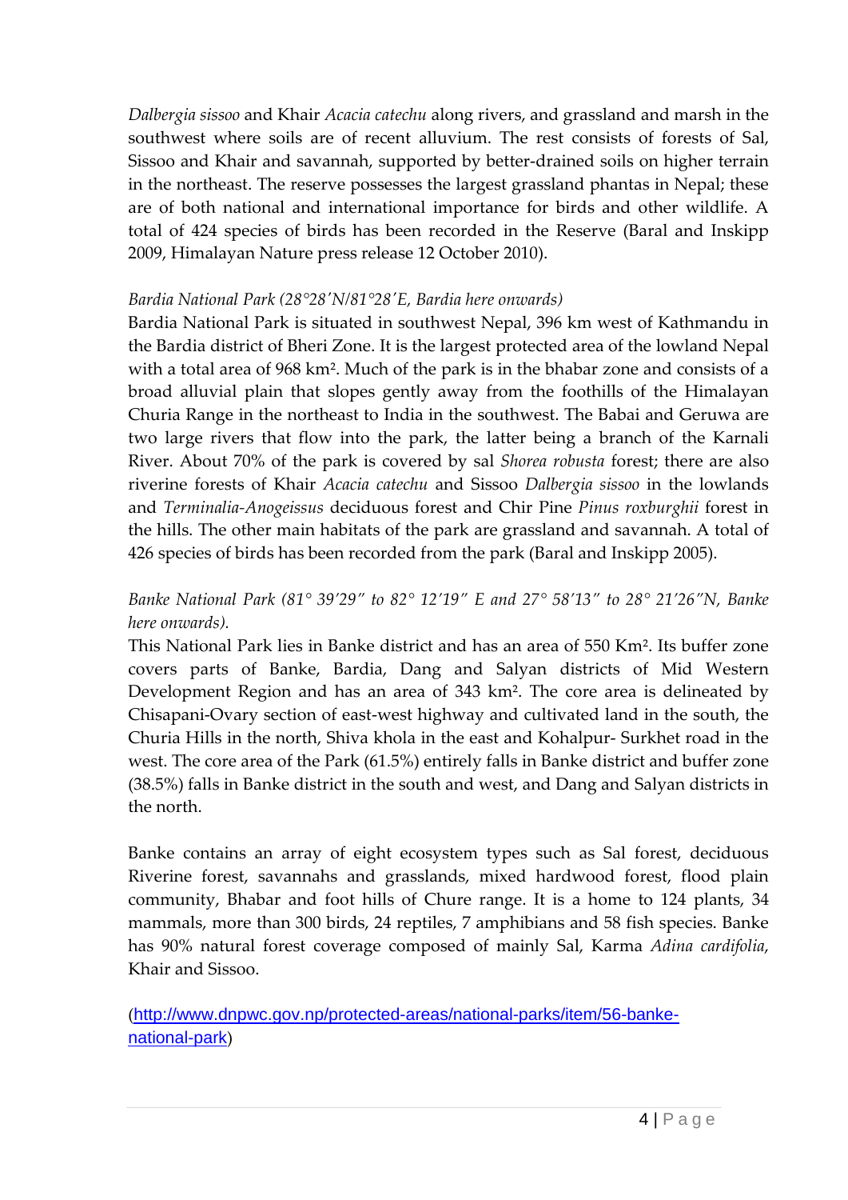*Dalbergia sissoo* and Khair *Acacia catechu* along rivers, and grassland and marsh in the southwest where soils are of recent alluvium. The rest consists of forests of Sal, Sissoo and Khair and savannah, supported by better-drained soils on higher terrain in the northeast. The reserve possesses the largest grassland phantas in Nepal; these are of both national and international importance for birds and other wildlife. A total of 424 species of birds has been recorded in the Reserve (Baral and Inskipp 2009, Himalayan Nature press release 12 October 2010).

*Bardia National Park (28°28'N/81°28'E, Bardia here onwards)*

Bardia National Park is situated in southwest Nepal, 396 km west of Kathmandu in the Bardia district of Bheri Zone. It is the largest protected area of the lowland Nepal with a total area of 968 km². Much of the park is in the bhabar zone and consists of a broad alluvial plain that slopes gently away from the foothills of the Himalayan Churia Range in the northeast to India in the southwest. The Babai and Geruwa are two large rivers that flow into the park, the latter being a branch of the Karnali River. About 70% of the park is covered by sal *Shorea robusta* forest; there are also riverine forests of Khair *Acacia catechu* and Sissoo *Dalbergia sissoo* in the lowlands and *Terminalia-Anogeissus* deciduous forest and Chir Pine *Pinus roxburghii* forest in the hills. The other main habitats of the park are grassland and savannah. A total of 426 species of birds has been recorded from the park (Baral and Inskipp 2005).

*Banke National Park (81° 39'29" to 82° 12'19" E and 27° 58'13" to 28° 21'26"N, Banke here onwards).*

This National Park lies in Banke district and has an area of 550 Km². Its buffer zone covers parts of Banke, Bardia, Dang and Salyan districts of Mid Western Development Region and has an area of 343 km². The core area is delineated by Chisapani-Ovary section of east-west highway and cultivated land in the south, the Churia Hills in the north, Shiva khola in the east and Kohalpur- Surkhet road in the west. The core area of the Park (61.5%) entirely falls in Banke district and buffer zone (38.5%) falls in Banke district in the south and west, and Dang and Salyan districts in the north.

Banke contains an array of eight ecosystem types such as Sal forest, deciduous Riverine forest, savannahs and grasslands, mixed hardwood forest, flood plain community, Bhabar and foot hills of Chure range. It is a home to 124 plants, 34 mammals, more than 300 birds, 24 reptiles, 7 amphibians and 58 fish species. Banke has 90% natural forest coverage composed of mainly Sal, Karma *Adina cardifolia*, Khair and Sissoo.

(http://www.dnpwc.gov.np/protected-areas/national-parks/item/56-banke-national-park)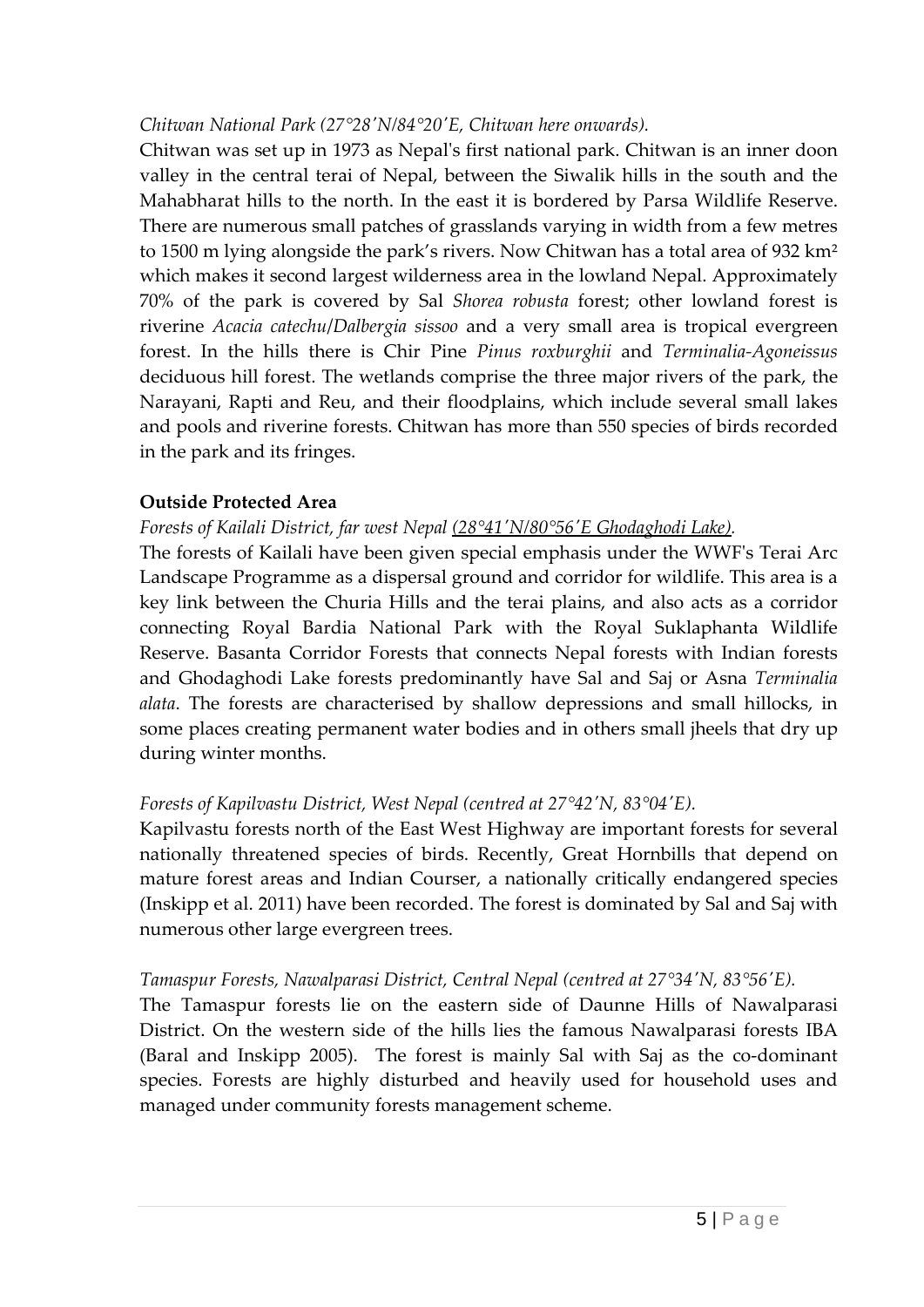*Chitwan National Park (27°28′N/84°20′E, Chitwan here onwards).*

Chitwan was set up in 1973 as Nepal's first national park. Chitwan is an inner doon valley in the central terai of Nepal, between the Siwalik hills in the south and the Mahabharat hills to the north. In the east it is bordered by Parsa Wildlife Reserve. There are numerous small patches of grasslands varying in width from a few metres to 1500 m lying alongside the park's rivers. Now Chitwan has a total area of 932 km² which makes it second largest wilderness area in the lowland Nepal. Approximately 70% of the park is covered by Sal *Shorea robusta* forest; other lowland forest is riverine *Acacia catechu*/*Dalbergia sissoo* and a very small area is tropical evergreen forest. In the hills there is Chir Pine *Pinus roxburghii* and *Terminalia-Agoneissus* deciduous hill forest. The wetlands comprise the three major rivers of the park, the Narayani, Rapti and Reu, and their floodplains, which include several small lakes and pools and riverine forests. Chitwan has more than 550 species of birds recorded in the park and its fringes.

**Outside Protected Area**

*Forests of Kailali District, far west Nepal (28°41′N/80°56′E Ghodaghodi Lake).*

The forests of Kailali have been given special emphasis under the WWF's Terai Arc Landscape Programme as a dispersal ground and corridor for wildlife. This area is a key link between the Churia Hills and the terai plains, and also acts as a corridor connecting Royal Bardia National Park with the Royal Suklaphanta Wildlife Reserve. Basanta Corridor Forests that connects Nepal forests with Indian forests and Ghodaghodi Lake forests predominantly have Sal and Saj or Asna *Terminalia alata*. The forests are characterised by shallow depressions and small hillocks, in some places creating permanent water bodies and in others small jheels that dry up during winter months.

*Forests of Kapilvastu District, West Nepal (centred at 27°42′N, 83°04′E).*

Kapilvastu forests north of the East West Highway are important forests for several nationally threatened species of birds. Recently, Great Hornbills that depend on mature forest areas and Indian Courser, a nationally critically endangered species (Inskipp et al. 2011) have been recorded. The forest is dominated by Sal and Saj with numerous other large evergreen trees.

*Tamaspur Forests, Nawalparasi District, Central Nepal (centred at 27°34′N, 83°56′E).*

The Tamaspur forests lie on the eastern side of Daunne Hills of Nawalparasi District. On the western side of the hills lies the famous Nawalparasi forests IBA (Baral and Inskipp 2005). The forest is mainly Sal with Saj as the co-dominant species. Forests are highly disturbed and heavily used for household uses and managed under community forests management scheme.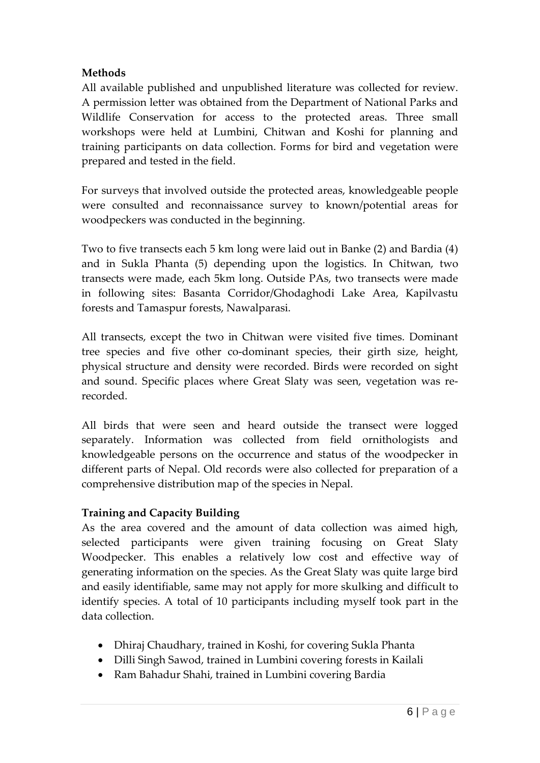**Methods**

All available published and unpublished literature was collected for review. A permission letter was obtained from the Department of National Parks and Wildlife Conservation for access to the protected areas. Three small workshops were held at Lumbini, Chitwan and Koshi for planning and training participants on data collection. Forms for bird and vegetation were prepared and tested in the field.

For surveys that involved outside the protected areas, knowledgeable people were consulted and reconnaissance survey to known/potential areas for woodpeckers was conducted in the beginning.

Two to five transects each 5 km long were laid out in Banke (2) and Bardia (4) and in Sukla Phanta (5) depending upon the logistics. In Chitwan, two transects were made, each 5km long. Outside PAs, two transects were made in following sites: Basanta Corridor/Ghodaghodi Lake Area, Kapilvastu forests and Tamaspur forests, Nawalparasi.

All transects, except the two in Chitwan were visited five times. Dominant tree species and five other co-dominant species, their girth size, height, physical structure and density were recorded. Birds were recorded on sight and sound. Specific places where Great Slaty was seen, vegetation was re-recorded.

All birds that were seen and heard outside the transect were logged separately. Information was collected from field ornithologists and knowledgeable persons on the occurrence and status of the woodpecker in different parts of Nepal. Old records were also collected for preparation of a comprehensive distribution map of the species in Nepal.

**Training and Capacity Building**

As the area covered and the amount of data collection was aimed high, selected participants were given training focusing on Great Slaty Woodpecker. This enables a relatively low cost and effective way of generating information on the species. As the Great Slaty was quite large bird and easily identifiable, same may not apply for more skulking and difficult to identify species. A total of 10 participants including myself took part in the data collection.

- Dhiraj Chaudhary, trained in Koshi, for covering Sukla Phanta
- Dilli Singh Sawod, trained in Lumbini covering forests in Kailali
- Ram Bahadur Shahi, trained in Lumbini covering Bardia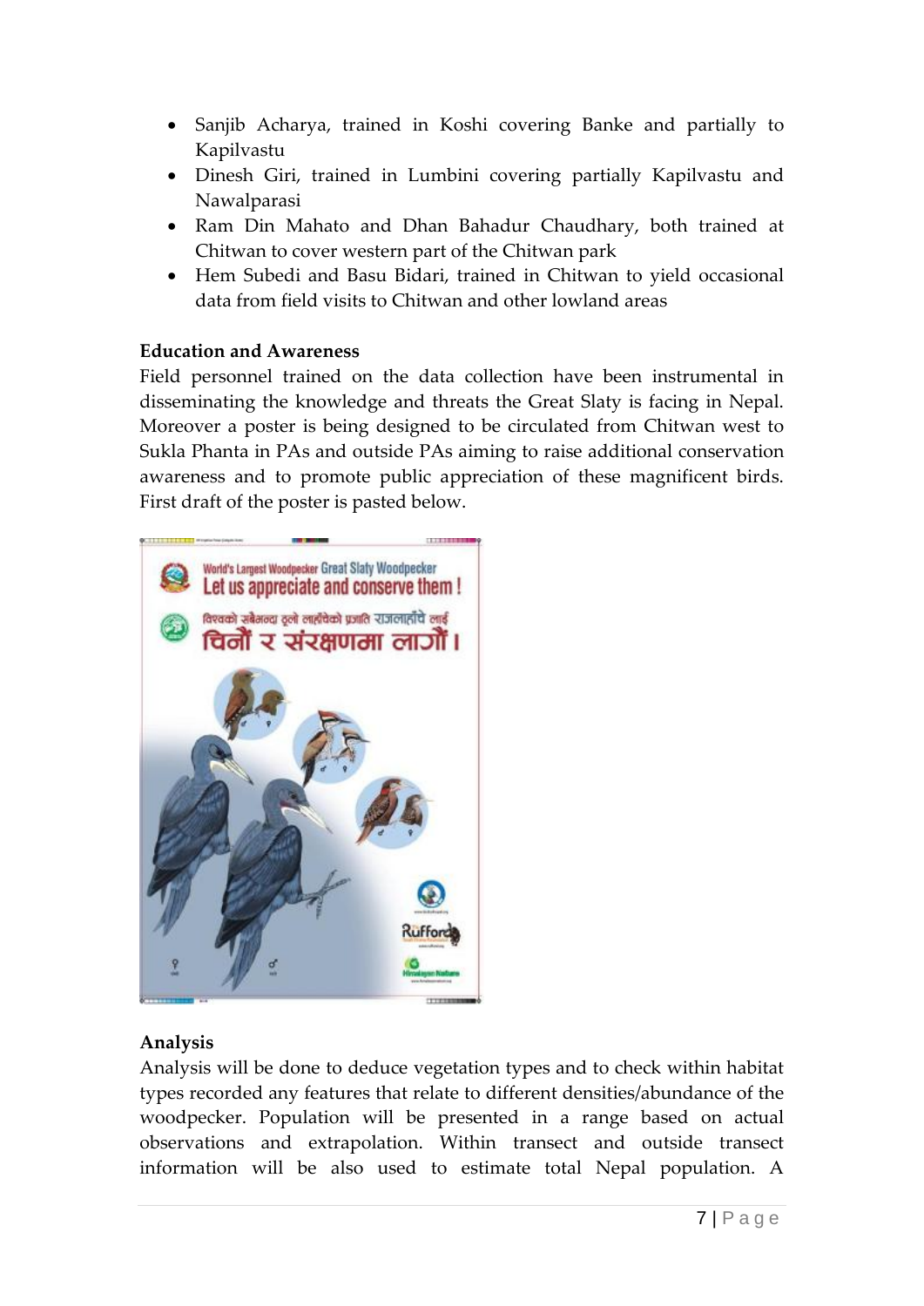- Sanjib Acharya, trained in Koshi covering Banke and partially to Kapilvastu
- Dinesh Giri, trained in Lumbini covering partially Kapilvastu and Nawalparasi
- Ram Din Mahato and Dhan Bahadur Chaudhary, both trained at Chitwan to cover western part of the Chitwan park
- Hem Subedi and Basu Bidari, trained in Chitwan to yield occasional data from field visits to Chitwan and other lowland areas

**Education and Awareness**

Field personnel trained on the data collection have been instrumental in disseminating the knowledge and threats the Great Slaty is facing in Nepal. Moreover a poster is being designed to be circulated from Chitwan west to Sukla Phanta in PAs and outside PAs aiming to raise additional conservation awareness and to promote public appreciation of these magnificent birds. First draft of the poster is pasted below.

**Analysis**

Analysis will be done to deduce vegetation types and to check within habitat types recorded any features that relate to different densities/abundance of the woodpecker. Population will be presented in a range based on actual observations and extrapolation. Within transect and outside transect information will be also used to estimate total Nepal population. A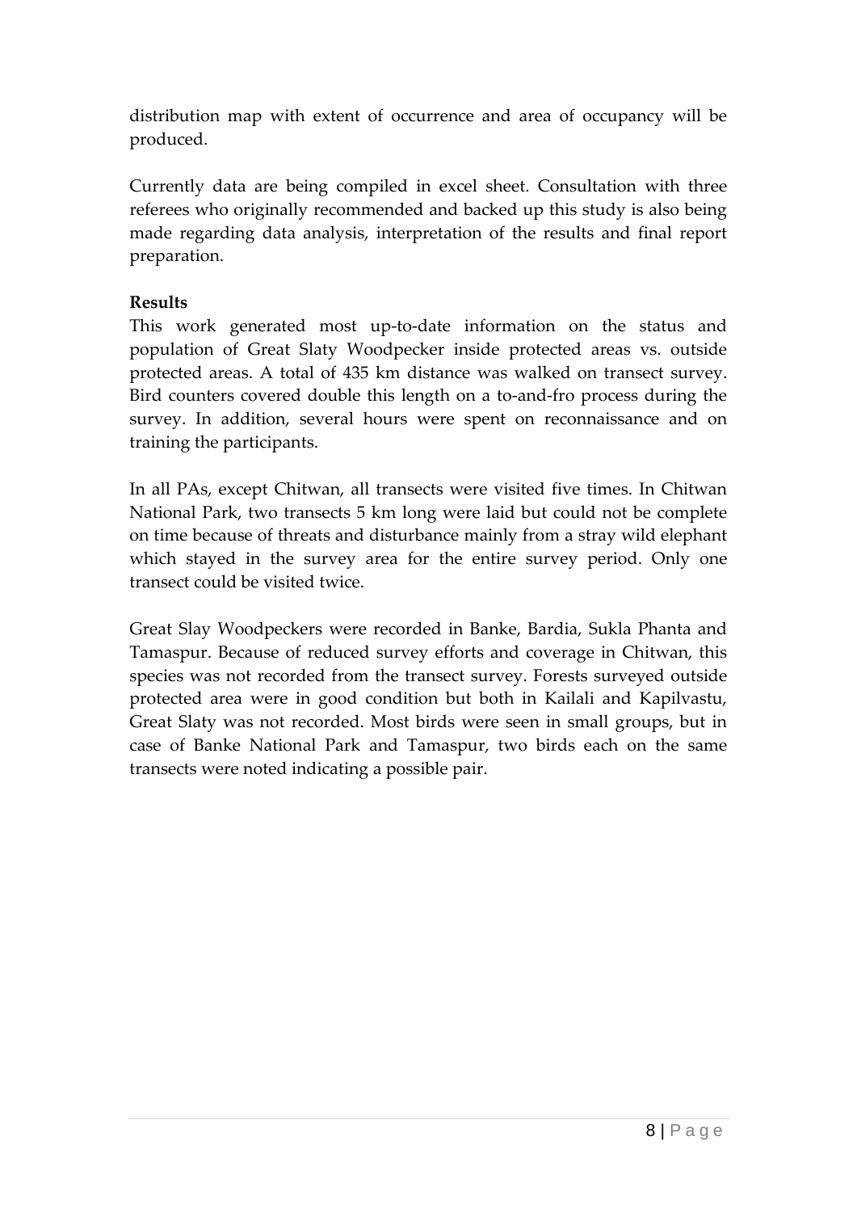distribution map with extent of occurrence and area of occupancy will be produced.

Currently data are being compiled in excel sheet. Consultation with three referees who originally recommended and backed up this study is also being made regarding data analysis, interpretation of the results and final report preparation.

**Results**

This work generated most up-to-date information on the status and population of Great Slaty Woodpecker inside protected areas vs. outside protected areas. A total of 435 km distance was walked on transect survey. Bird counters covered double this length on a to-and-fro process during the survey. In addition, several hours were spent on reconnaissance and on training the participants.

In all PAs, except Chitwan, all transects were visited five times. In Chitwan National Park, two transects 5 km long were laid but could not be complete on time because of threats and disturbance mainly from a stray wild elephant which stayed in the survey area for the entire survey period. Only one transect could be visited twice.

Great Slay Woodpeckers were recorded in Banke, Bardia, Sukla Phanta and Tamaspur. Because of reduced survey efforts and coverage in Chitwan, this species was not recorded from the transect survey. Forests surveyed outside protected area were in good condition but both in Kailali and Kapilvastu, Great Slaty was not recorded. Most birds were seen in small groups, but in case of Banke National Park and Tamaspur, two birds each on the same transects were noted indicating a possible pair.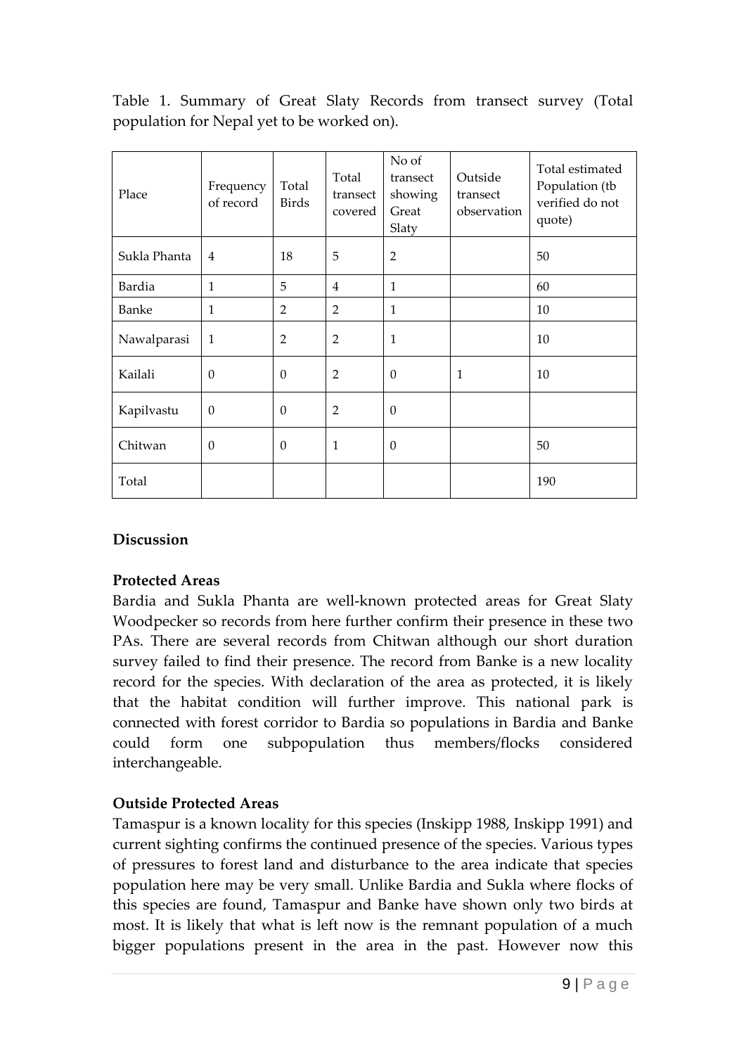Table 1. Summary of Great Slaty Records from transect survey (Total population for Nepal yet to be worked on).

| Place | Frequency of record | Total Birds | Total transect covered | No of transect showing Great Slaty | Outside transect observation | Total estimated Population (tb verified do not quote) |
|---|---|---|---|---|---|---|
| Sukla Phanta | 4 | 18 | 5 | 2 | | 50 |
| Bardia | 1 | 5 | 4 | 1 | | 60 |
| Banke | 1 | 2 | 2 | 1 | | 10 |
| Nawalparasi | 1 | 2 | 2 | 1 | | 10 |
| Kailali | 0 | 0 | 2 | 0 | 1 | 10 |
| Kapilvastu | 0 | 0 | 2 | 0 | | |
| Chitwan | 0 | 0 | 1 | 0 | | 50 |
| Total | | | | | | 190 |

## Discussion

### Protected Areas

Bardia and Sukla Phanta are well-known protected areas for Great Slaty Woodpecker so records from here further confirm their presence in these two PAs. There are several records from Chitwan although our short duration survey failed to find their presence. The record from Banke is a new locality record for the species. With declaration of the area as protected, it is likely that the habitat condition will further improve. This national park is connected with forest corridor to Bardia so populations in Bardia and Banke could form one subpopulation thus members/flocks considered interchangeable.

### Outside Protected Areas

Tamaspur is a known locality for this species (Inskipp 1988, Inskipp 1991) and current sighting confirms the continued presence of the species. Various types of pressures to forest land and disturbance to the area indicate that species population here may be very small. Unlike Bardia and Sukla where flocks of this species are found, Tamaspur and Banke have shown only two birds at most. It is likely that what is left now is the remnant population of a much bigger populations present in the area in the past. However now this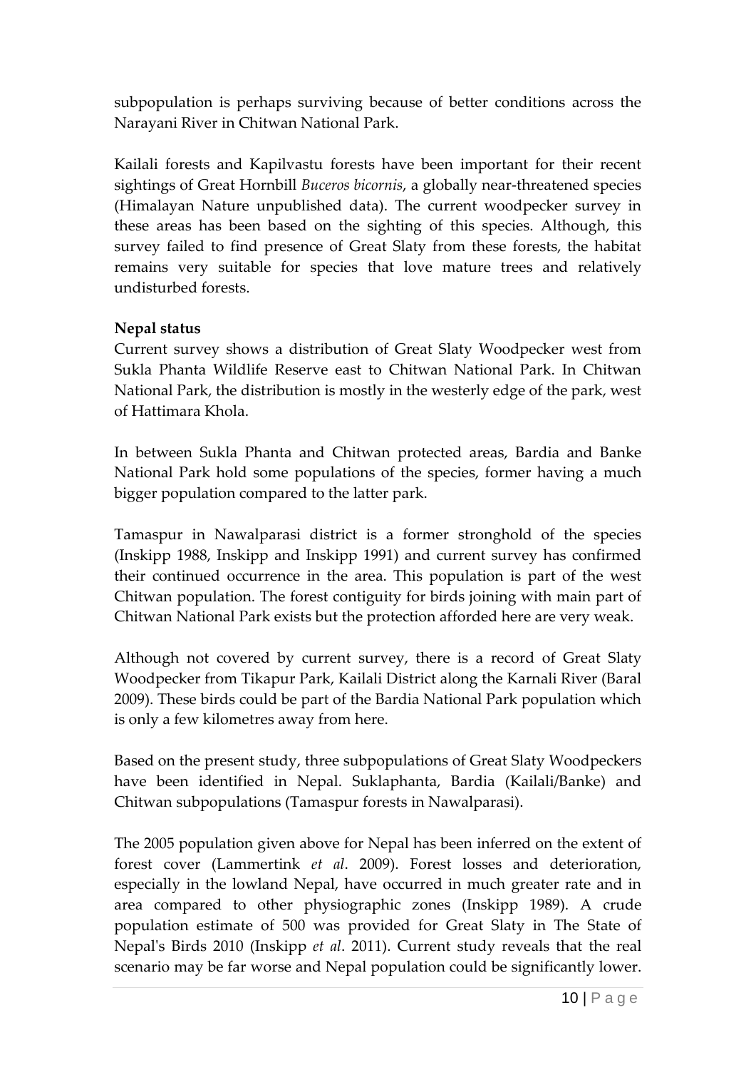subpopulation is perhaps surviving because of better conditions across the Narayani River in Chitwan National Park.

Kailali forests and Kapilvastu forests have been important for their recent sightings of Great Hornbill *Buceros bicornis*, a globally near-threatened species (Himalayan Nature unpublished data). The current woodpecker survey in these areas has been based on the sighting of this species. Although, this survey failed to find presence of Great Slaty from these forests, the habitat remains very suitable for species that love mature trees and relatively undisturbed forests.

**Nepal status**

Current survey shows a distribution of Great Slaty Woodpecker west from Sukla Phanta Wildlife Reserve east to Chitwan National Park. In Chitwan National Park, the distribution is mostly in the westerly edge of the park, west of Hattimara Khola.

In between Sukla Phanta and Chitwan protected areas, Bardia and Banke National Park hold some populations of the species, former having a much bigger population compared to the latter park.

Tamaspur in Nawalparasi district is a former stronghold of the species (Inskipp 1988, Inskipp and Inskipp 1991) and current survey has confirmed their continued occurrence in the area. This population is part of the west Chitwan population. The forest contiguity for birds joining with main part of Chitwan National Park exists but the protection afforded here are very weak.

Although not covered by current survey, there is a record of Great Slaty Woodpecker from Tikapur Park, Kailali District along the Karnali River (Baral 2009). These birds could be part of the Bardia National Park population which is only a few kilometres away from here.

Based on the present study, three subpopulations of Great Slaty Woodpeckers have been identified in Nepal. Suklaphanta, Bardia (Kailali/Banke) and Chitwan subpopulations (Tamaspur forests in Nawalparasi).

The 2005 population given above for Nepal has been inferred on the extent of forest cover (Lammertink *et al*. 2009). Forest losses and deterioration, especially in the lowland Nepal, have occurred in much greater rate and in area compared to other physiographic zones (Inskipp 1989). A crude population estimate of 500 was provided for Great Slaty in The State of Nepal's Birds 2010 (Inskipp *et al*. 2011). Current study reveals that the real scenario may be far worse and Nepal population could be significantly lower.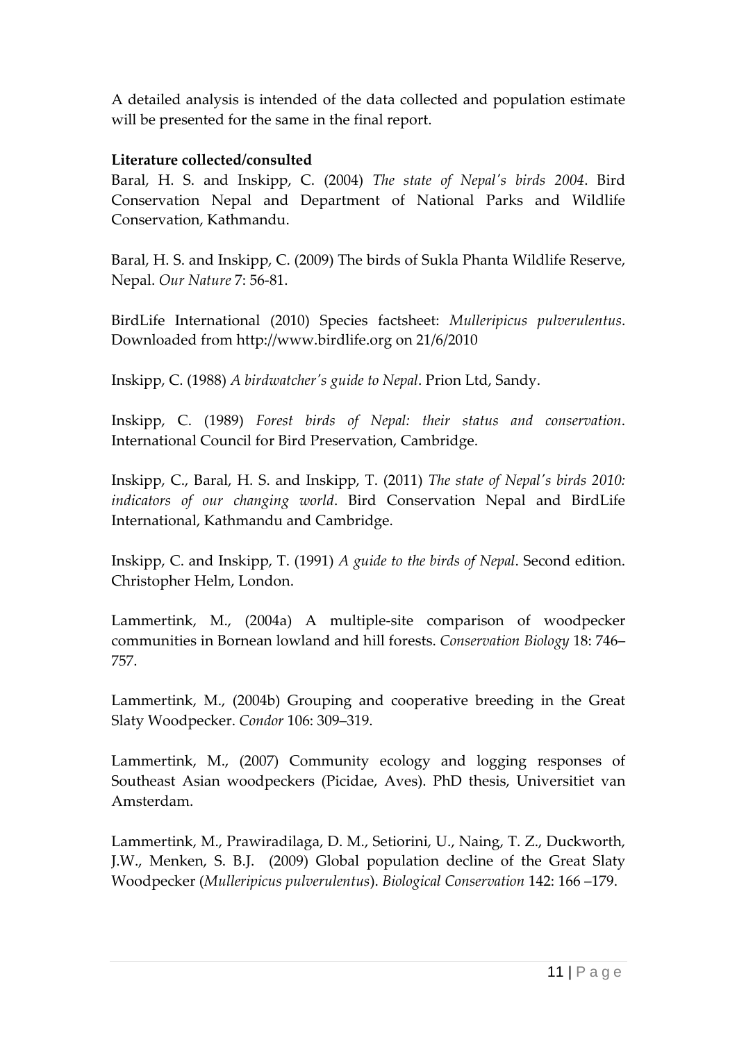A detailed analysis is intended of the data collected and population estimate will be presented for the same in the final report.

**Literature collected/consulted**

Baral, H. S. and Inskipp, C. (2004) *The state of Nepal's birds 2004*. Bird Conservation Nepal and Department of National Parks and Wildlife Conservation, Kathmandu.

Baral, H. S. and Inskipp, C. (2009) The birds of Sukla Phanta Wildlife Reserve, Nepal. *Our Nature* 7: 56-81.

BirdLife International (2010) Species factsheet: *Mulleripicus pulverulentus*. Downloaded from http://www.birdlife.org on 21/6/2010

Inskipp, C. (1988) *A birdwatcher's guide to Nepal*. Prion Ltd, Sandy.

Inskipp, C. (1989) *Forest birds of Nepal: their status and conservation*. International Council for Bird Preservation, Cambridge.

Inskipp, C., Baral, H. S. and Inskipp, T. (2011) *The state of Nepal's birds 2010: indicators of our changing world*. Bird Conservation Nepal and BirdLife International, Kathmandu and Cambridge.

Inskipp, C. and Inskipp, T. (1991) *A guide to the birds of Nepal*. Second edition. Christopher Helm, London.

Lammertink, M., (2004a) A multiple-site comparison of woodpecker communities in Bornean lowland and hill forests. *Conservation Biology* 18: 746–757.

Lammertink, M., (2004b) Grouping and cooperative breeding in the Great Slaty Woodpecker. *Condor* 106: 309–319.

Lammertink, M., (2007) Community ecology and logging responses of Southeast Asian woodpeckers (Picidae, Aves). PhD thesis, Universitiet van Amsterdam.

Lammertink, M., Prawiradilaga, D. M., Setiorini, U., Naing, T. Z., Duckworth, J.W., Menken, S. B.J. (2009) Global population decline of the Great Slaty Woodpecker (*Mulleripicus pulverulentus*). *Biological Conservation* 142: 166 –179.